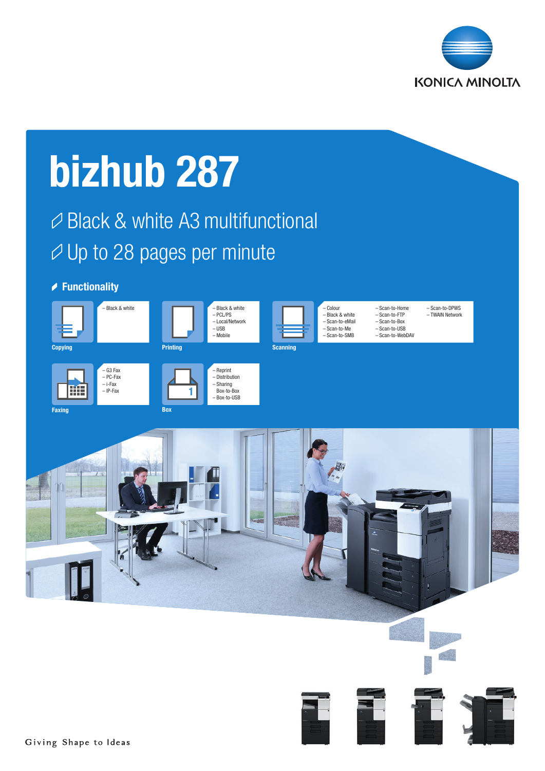KONICA MINOLTA

# bizhub 287

## Black & white A3 multifunctional
## Up to 28 pages per minute

### Functionality

**Copying**
- Black & white

**Printing**
- Black & white
- PCL/PS
- Local/Network
- USB
- Mobile

**Scanning**
- Colour
- Black & white
- Scan-to-eMail
- Scan-to-Me
- Scan-to-SMB
- Scan-to-Home
- Scan-to-FTP
- Scan-to-Box
- Scan-to-USB
- Scan-to-WebDAV
- Scan-to-DPWS
- TWAIN Network

**Faxing**
- G3 Fax
- PC-Fax
- i-Fax
- IP-Fax

**Box**
- Reprint
- Distribution
- Sharing Box-to-Box
- Box-to-USB

Giving Shape to Ideas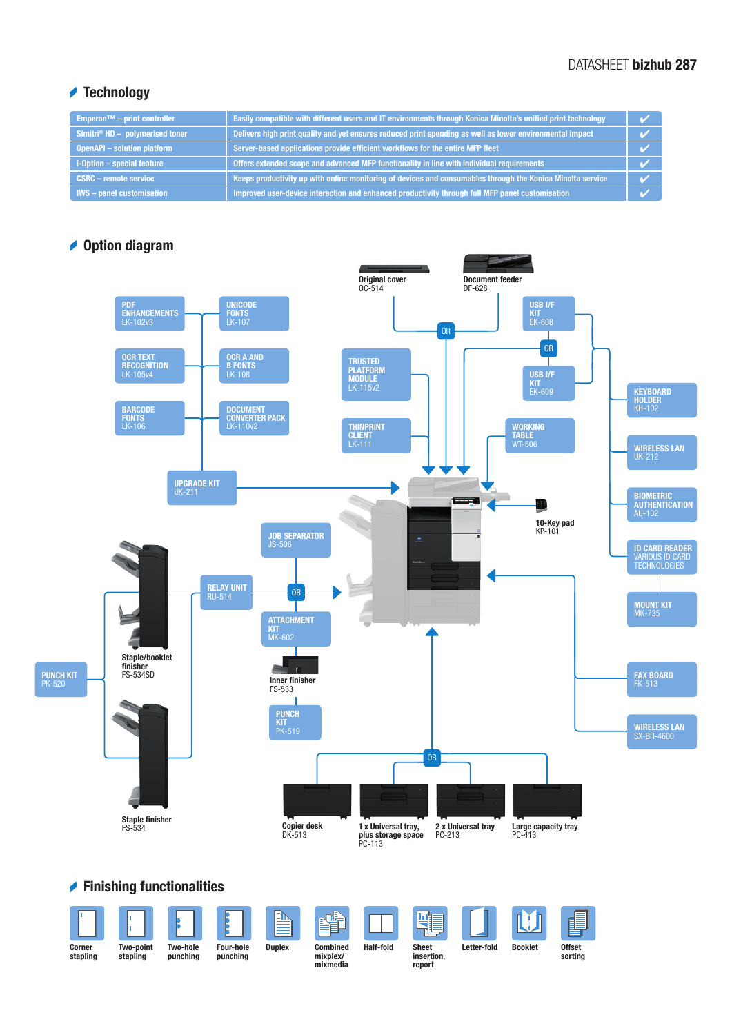## Technology

| | | |
|---|---|---|
| Emperon™ – print controller | Easily compatible with different users and IT environments through Konica Minolta's unified print technology | ✔ |
| Simitri® HD – polymerised toner | Delivers high print quality and yet ensures reduced print spending as well as lower environmental impact | ✔ |
| OpenAPI – solution platform | Server-based applications provide efficient workflows for the entire MFP fleet | ✔ |
| i-Option – special feature | Offers extended scope and advanced MFP functionality in line with individual requirements | ✔ |
| CSRC – remote service | Keeps productivity up with online monitoring of devices and consumables through the Konica Minolta service | ✔ |
| IWS – panel customisation | Improved user-device interaction and enhanced productivity through full MFP panel customisation | ✔ |

## Option diagram

- Original cover OC-514
- Document feeder DF-628
- PDF ENHANCEMENTS LK-102v3
- UNICODE FONTS LK-107
- OCR TEXT RECOGNITION LK-105v4
- OCR A AND B FONTS LK-108
- BARCODE FONTS LK-106
- DOCUMENT CONVERTER PACK LK-110v2
- UPGRADE KIT UK-211
- TRUSTED PLATFORM MODULE LK-115v2
- THINPRINT CLIENT LK-111
- USB I/F KIT EK-608
- USB I/F KIT EK-609
- WORKING TABLE WT-506
- KEYBOARD HOLDER KH-102
- WIRELESS LAN UK-212
- BIOMETRIC AUTHENTICATION AU-102
- ID CARD READER VARIOUS ID CARD TECHNOLOGIES
- MOUNT KIT MK-735
- 10-Key pad KP-101
- FAX BOARD FK-513
- WIRELESS LAN SX-BR-4600
- Staple/booklet finisher FS-534SD
- Staple finisher FS-534
- PUNCH KIT PK-520
- RELAY UNIT RU-514
- JOB SEPARATOR JS-506
- ATTACHMENT KIT MK-602
- Inner finisher FS-533
- PUNCH KIT PK-519
- Copier desk DK-513
- 1 x Universal tray, plus storage space PC-113
- 2 x Universal tray PC-213
- Large capacity tray PC-413

## Finishing functionalities

Corner stapling, Two-point stapling, Two-hole punching, Four-hole punching, Duplex, Combined mixplex/mixmedia, Half-fold, Sheet insertion, report, Letter-fold, Booklet, Offset sorting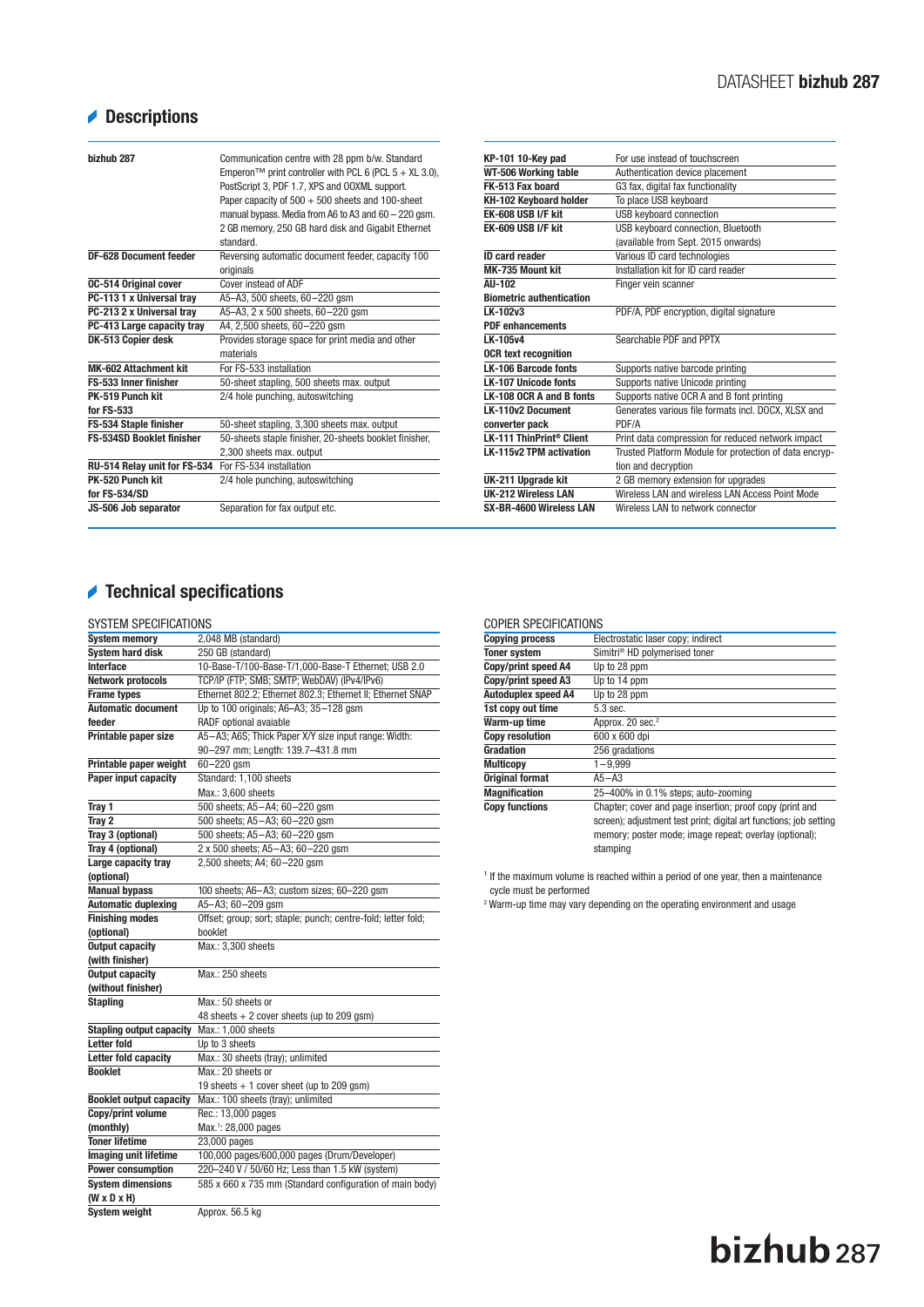## Descriptions

| | |
|---|---|
| **bizhub 287** | Communication centre with 28 ppm b/w. Standard Emperon™ print controller with PCL 6 (PCL 5 + XL 3.0), PostScript 3, PDF 1.7, XPS and OOXML support. Paper capacity of 500 + 500 sheets and 100-sheet manual bypass. Media from A6 to A3 and 60 – 220 gsm. 2 GB memory, 250 GB hard disk and Gigabit Ethernet standard. |
| **DF-628 Document feeder** | Reversing automatic document feeder, capacity 100 originals |
| **OC-514 Original cover** | Cover instead of ADF |
| **PC-113 1 x Universal tray** | A5–A3, 500 sheets, 60 – 220 gsm |
| **PC-213 2 x Universal tray** | A5–A3, 2 x 500 sheets, 60 – 220 gsm |
| **PC-413 Large capacity tray** | A4, 2,500 sheets, 60 – 220 gsm |
| **DK-513 Copier desk** | Provides storage space for print media and other materials |
| **MK-602 Attachment kit** | For FS-533 installation |
| **FS-533 Inner finisher** | 50-sheet stapling, 500 sheets max. output |
| **PK-519 Punch kit for FS-533** | 2/4 hole punching, autoswitching |
| **FS-534 Staple finisher** | 50-sheet stapling, 3,300 sheets max. output |
| **FS-534SD Booklet finisher** | 50-sheets staple finisher, 20-sheets booklet finisher, 2,300 sheets max. output |
| **RU-514 Relay unit for FS-534** | For FS-534 installation |
| **PK-520 Punch kit for FS-534/SD** | 2/4 hole punching, autoswitching |
| **JS-506 Job separator** | Separation for fax output etc. |
| **KP-101 10-Key pad** | For use instead of touchscreen |
| **WT-506 Working table** | Authentication device placement |
| **FK-513 Fax board** | G3 fax, digital fax functionality |
| **KH-102 Keyboard holder** | To place USB keyboard |
| **EK-608 USB I/F kit** | USB keyboard connection |
| **EK-609 USB I/F kit** | USB keyboard connection, Bluetooth (available from Sept. 2015 onwards) |
| **ID card reader** | Various ID card technologies |
| **MK-735 Mount kit** | Installation kit for ID card reader |
| **AU-102 Biometric authentication** | Finger vein scanner |
| **LK-102v3 PDF enhancements** | PDF/A, PDF encryption, digital signature |
| **LK-105v4 OCR text recognition** | Searchable PDF and PPTX |
| **LK-106 Barcode fonts** | Supports native barcode printing |
| **LK-107 Unicode fonts** | Supports native Unicode printing |
| **LK-108 OCR A and B fonts** | Supports native OCR A and B font printing |
| **LK-110v2 Document converter pack** | Generates various file formats incl. DOCX, XLSX and PDF/A |
| **LK-111 ThinPrint® Client** | Print data compression for reduced network impact |
| **LK-115v2 TPM activation** | Trusted Platform Module for protection of data encryption and decryption |
| **UK-211 Upgrade kit** | 2 GB memory extension for upgrades |
| **UK-212 Wireless LAN** | Wireless LAN and wireless LAN Access Point Mode |
| **SX-BR-4600 Wireless LAN** | Wireless LAN to network connector |

## Technical specifications

### SYSTEM SPECIFICATIONS

| | |
|---|---|
| **System memory** | 2,048 MB (standard) |
| **System hard disk** | 250 GB (standard) |
| **Interface** | 10-Base-T/100-Base-T/1,000-Base-T Ethernet; USB 2.0 |
| **Network protocols** | TCP/IP (FTP; SMB; SMTP; WebDAV) (IPv4/IPv6) |
| **Frame types** | Ethernet 802.2; Ethernet 802.3; Ethernet II; Ethernet SNAP |
| **Automatic document feeder** | Up to 100 originals; A6–A3; 35–128 gsm RADF optional avaiable |
| **Printable paper size** | A5–A3; A6S; Thick Paper X/Y size input range: Width: 90–297 mm; Length: 139.7–431.8 mm |
| **Printable paper weight** | 60–220 gsm |
| **Paper input capacity** | Standard: 1,100 sheets<br>Max.: 3,600 sheets |
| **Tray 1** | 500 sheets; A5 – A4; 60 – 220 gsm |
| **Tray 2** | 500 sheets; A5 – A3; 60 – 220 gsm |
| **Tray 3 (optional)** | 500 sheets; A5 – A3; 60 – 220 gsm |
| **Tray 4 (optional)** | 2 x 500 sheets; A5 – A3; 60 – 220 gsm |
| **Large capacity tray (optional)** | 2,500 sheets; A4; 60 – 220 gsm |
| **Manual bypass** | 100 sheets; A6–A3; custom sizes; 60–220 gsm |
| **Automatic duplexing** | A5–A3; 60–209 gsm |
| **Finishing modes (optional)** | Offset; group; sort; staple; punch; centre-fold; letter fold; booklet |
| **Output capacity (with finisher)** | Max.: 3,300 sheets |
| **Output capacity (without finisher)** | Max.: 250 sheets |
| **Stapling** | Max.: 50 sheets or<br>48 sheets + 2 cover sheets (up to 209 gsm) |
| **Stapling output capacity** | Max.: 1,000 sheets |
| **Letter fold** | Up to 3 sheets |
| **Letter fold capacity** | Max.: 30 sheets (tray); unlimited |
| **Booklet** | Max.: 20 sheets or<br>19 sheets + 1 cover sheet (up to 209 gsm) |
| **Booklet output capacity** | Max.: 100 sheets (tray); unlimited |
| **Copy/print volume (monthly)** | Rec.: 13,000 pages<br>Max.[1]: 28,000 pages |
| **Toner lifetime** | 23,000 pages |
| **Imaging unit lifetime** | 100,000 pages/600,000 pages (Drum/Developer) |
| **Power consumption** | 220–240 V / 50/60 Hz; Less than 1.5 kW (system) |
| **System dimensions (W x D x H)** | 585 x 660 x 735 mm (Standard configuration of main body) |
| **System weight** | Approx. 56.5 kg |

### COPIER SPECIFICATIONS

| | |
|---|---|
| **Copying process** | Electrostatic laser copy; indirect |
| **Toner system** | Simitri® HD polymerised toner |
| **Copy/print speed A4** | Up to 28 ppm |
| **Copy/print speed A3** | Up to 14 ppm |
| **Autoduplex speed A4** | Up to 28 ppm |
| **1st copy out time** | 5.3 sec. |
| **Warm-up time** | Approx. 20 sec.[2] |
| **Copy resolution** | 600 x 600 dpi |
| **Gradation** | 256 gradations |
| **Multicopy** | 1 – 9,999 |
| **Original format** | A5 – A3 |
| **Magnification** | 25–400% in 0.1% steps; auto-zooming |
| **Copy functions** | Chapter; cover and page insertion; proof copy (print and screen); adjustment test print; digital art functions; job setting memory; poster mode; image repeat; overlay (optional); stamping |

[1] If the maximum volume is reached within a period of one year, then a maintenance cycle must be performed

[2] Warm-up time may vary depending on the operating environment and usage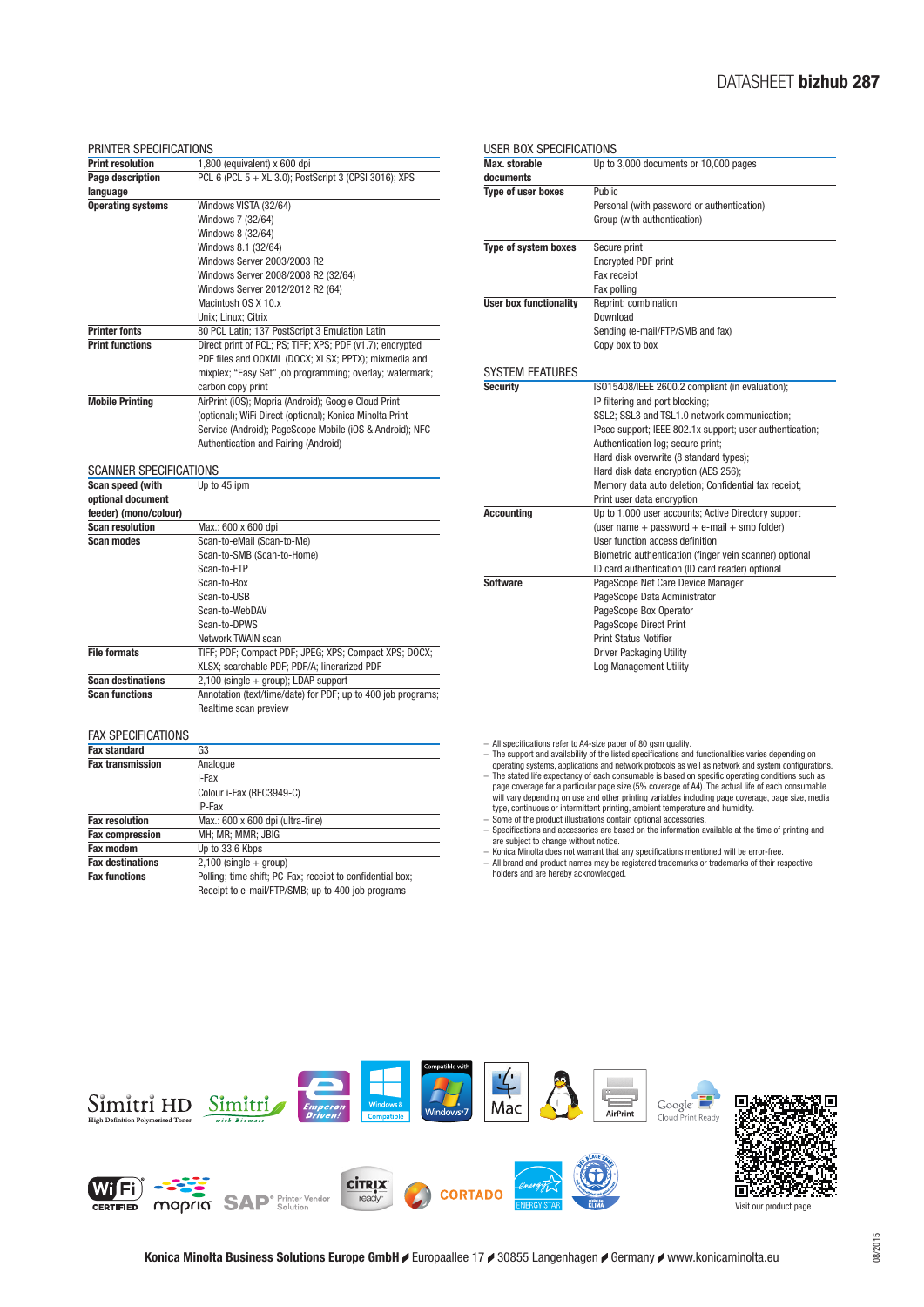# DATASHEET **bizhub 287**

## PRINTER SPECIFICATIONS

| | |
|---|---|
| **Print resolution** | 1,800 (equivalent) x 600 dpi |
| **Page description language** | PCL 6 (PCL 5 + XL 3.0); PostScript 3 (CPSI 3016); XPS |
| **Operating systems** | Windows VISTA (32/64)<br>Windows 7 (32/64)<br>Windows 8 (32/64)<br>Windows 8.1 (32/64)<br>Windows Server 2003/2003 R2<br>Windows Server 2008/2008 R2 (32/64)<br>Windows Server 2012/2012 R2 (64)<br>Macintosh OS X 10.x<br>Unix; Linux; Citrix |
| **Printer fonts** | 80 PCL Latin; 137 PostScript 3 Emulation Latin |
| **Print functions** | Direct print of PCL; PS; TIFF; XPS; PDF (v1.7); encrypted PDF files and OOXML (DOCX; XLSX; PPTX); mixmedia and mixplex; "Easy Set" job programming; overlay; watermark; carbon copy print |
| **Mobile Printing** | AirPrint (iOS); Mopria (Android); Google Cloud Print (optional); WiFi Direct (optional); Konica Minolta Print Service (Android); PageScope Mobile (iOS & Android); NFC Authentication and Pairing (Android) |

## SCANNER SPECIFICATIONS

| | |
|---|---|
| **Scan speed (with optional document feeder) (mono/colour)** | Up to 45 ipm |
| **Scan resolution** | Max.: 600 x 600 dpi |
| **Scan modes** | Scan-to-eMail (Scan-to-Me)<br>Scan-to-SMB (Scan-to-Home)<br>Scan-to-FTP<br>Scan-to-Box<br>Scan-to-USB<br>Scan-to-WebDAV<br>Scan-to-DPWS<br>Network TWAIN scan |
| **File formats** | TIFF; PDF; Compact PDF; JPEG; XPS; Compact XPS; DOCX; XLSX; searchable PDF; PDF/A; linerarized PDF |
| **Scan destinations** | 2,100 (single + group); LDAP support |
| **Scan functions** | Annotation (text/time/date) for PDF; up to 400 job programs; Realtime scan preview |

## FAX SPECIFICATIONS

| | |
|---|---|
| **Fax standard** | G3 |
| **Fax transmission** | Analogue<br>i-Fax<br>Colour i-Fax (RFC3949-C)<br>IP-Fax |
| **Fax resolution** | Max.: 600 x 600 dpi (ultra-fine) |
| **Fax compression** | MH; MR; MMR; JBIG |
| **Fax modem** | Up to 33.6 Kbps |
| **Fax destinations** | 2,100 (single + group) |
| **Fax functions** | Polling; time shift; PC-Fax; receipt to confidential box; Receipt to e-mail/FTP/SMB; up to 400 job programs |

## USER BOX SPECIFICATIONS

| | |
|---|---|
| **Max. storable documents** | Up to 3,000 documents or 10,000 pages |
| **Type of user boxes** | Public<br>Personal (with password or authentication)<br>Group (with authentication) |
| **Type of system boxes** | Secure print<br>Encrypted PDF print<br>Fax receipt<br>Fax polling |
| **User box functionality** | Reprint; combination<br>Download<br>Sending (e-mail/FTP/SMB and fax)<br>Copy box to box |

## SYSTEM FEATURES

| | |
|---|---|
| **Security** | ISO15408/IEEE 2600.2 compliant (in evaluation);<br>IP filtering and port blocking;<br>SSL2; SSL3 and TSL1.0 network communication;<br>IPsec support; IEEE 802.1x support; user authentication;<br>Authentication log; secure print;<br>Hard disk overwrite (8 standard types);<br>Hard disk data encryption (AES 256);<br>Memory data auto deletion; Confidential fax receipt;<br>Print user data encryption |
| **Accounting** | Up to 1,000 user accounts; Active Directory support (user name + password + e-mail + smb folder)<br>User function access definition<br>Biometric authentication (finger vein scanner) optional<br>ID card authentication (ID card reader) optional |
| **Software** | PageScope Net Care Device Manager<br>PageScope Data Administrator<br>PageScope Box Operator<br>PageScope Direct Print<br>Print Status Notifier<br>Driver Packaging Utility<br>Log Management Utility |

- All specifications refer to A4-size paper of 80 gsm quality.
- The support and availability of the listed specifications and functionalities varies depending on operating systems, applications and network protocols as well as network and system configurations.
- The stated life expectancy of each consumable is based on specific operating conditions such as page coverage for a particular page size (5% coverage of A4). The actual life of each consumable will vary depending on use and other printing variables including page coverage, page size, media type, continuous or intermittent printing, ambient temperature and humidity.
- Some of the product illustrations contain optional accessories.
- Specifications and accessories are based on the information available at the time of printing and are subject to change without notice.
- Konica Minolta does not warrant that any specifications mentioned will be error-free.
- All brand and product names may be registered trademarks or trademarks of their respective holders and are hereby acknowledged.

Visit our product page

**Konica Minolta Business Solutions Europe GmbH** Europaallee 17 30855 Langenhagen Germany www.konicaminolta.eu

08/2015